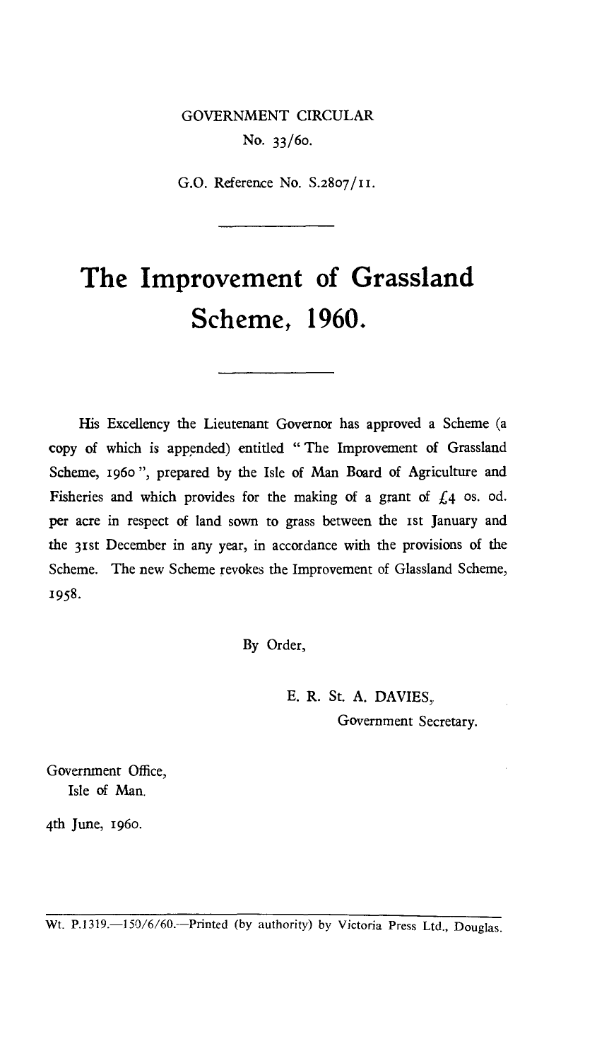GOVERNMENT CIRCULAR

No. 33/60.

G.O. Reference No. S.2807/11.

# The Improvement of Grassland Scheme, 1960.

His Excellency the Lieutenant Governor has approved a Scheme (a copy of which is appended) entitled " The Improvement of Grassland Scheme, 1960 ", prepared by the Isle of Man Board of Agriculture and Fisheries and which provides for the making of a grant of £4 0s. 0d. per acre in respect of land sown to grass between the 1st January and the 31st December in any year, in accordance with the provisions of the Scheme. The new Scheme revokes the Improvement of Glassland Scheme, 1958.

By Order,

E. R. St. A. DAVIES,
Government Secretary.

Government Office,
Isle of Man.

4th June, 1960.

Wt. P.1319.—150/6/60.—Printed (by authority) by Victoria Press Ltd., Douglas.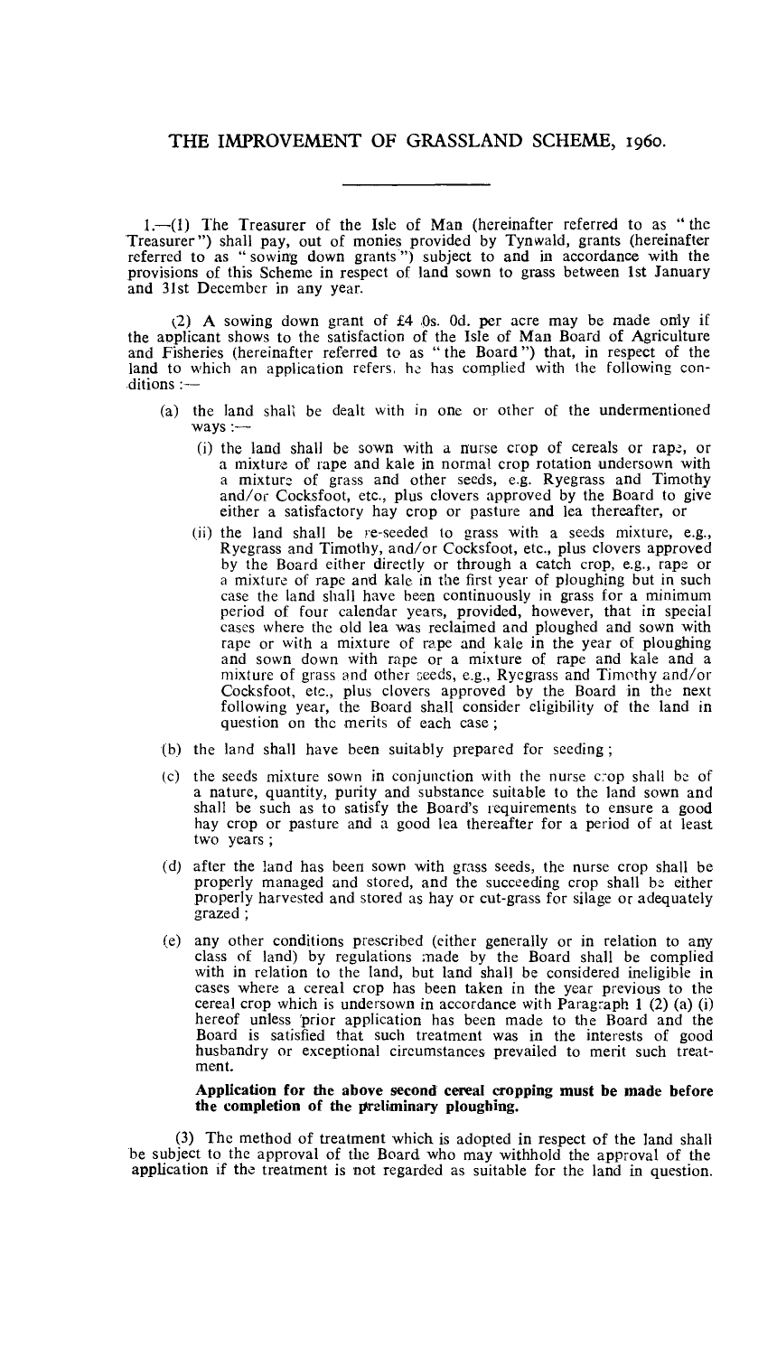# THE IMPROVEMENT OF GRASSLAND SCHEME, 1960.

1.—(1) The Treasurer of the Isle of Man (hereinafter referred to as "the Treasurer") shall pay, out of monies provided by Tynwald, grants (hereinafter referred to as "sowing down grants") subject to and in accordance with the provisions of this Scheme in respect of land sown to grass between 1st January and 31st December in any year.

(2) A sowing down grant of £4 0s. 0d. per acre may be made only if the applicant shows to the satisfaction of the Isle of Man Board of Agriculture and Fisheries (hereinafter referred to as "the Board") that, in respect of the land to which an application refers, he has complied with the following conditions :—

- (a) the land shall be dealt with in one or other of the undermentioned ways :—
  - (i) the land shall be sown with a nurse crop of cereals or rape, or a mixture of rape and kale in normal crop rotation undersown with a mixture of grass and other seeds, e.g. Ryegrass and Timothy and/or Cocksfoot, etc., plus clovers approved by the Board to give either a satisfactory hay crop or pasture and lea thereafter, or
  - (ii) the land shall be re-seeded to grass with a seeds mixture, e.g., Ryegrass and Timothy, and/or Cocksfoot, etc., plus clovers approved by the Board either directly or through a catch crop, e.g., rape or a mixture of rape and kale in the first year of ploughing but in such case the land shall have been continuously in grass for a minimum period of four calendar years, provided, however, that in special cases where the old lea was reclaimed and ploughed and sown with rape or with a mixture of rape and kale in the year of ploughing and sown down with rape or a mixture of rape and kale and a mixture of grass and other seeds, e.g., Ryegrass and Timothy and/or Cocksfoot, etc., plus clovers approved by the Board in the next following year, the Board shall consider eligibility of the land in question on the merits of each case ;
- (b) the land shall have been suitably prepared for seeding ;
- (c) the seeds mixture sown in conjunction with the nurse crop shall be of a nature, quantity, purity and substance suitable to the land sown and shall be such as to satisfy the Board's requirements to ensure a good hay crop or pasture and a good lea thereafter for a period of at least two years ;
- (d) after the land has been sown with grass seeds, the nurse crop shall be properly managed and stored, and the succeeding crop shall be either properly harvested and stored as hay or cut-grass for silage or adequately grazed ;
- (e) any other conditions prescribed (either generally or in relation to any class of land) by regulations made by the Board shall be complied with in relation to the land, but land shall be considered ineligible in cases where a cereal crop has been taken in the year previous to the cereal crop which is undersown in accordance with Paragraph 1 (2) (a) (i) hereof unless prior application has been made to the Board and the Board is satisfied that such treatment was in the interests of good husbandry or exceptional circumstances prevailed to merit such treatment.

**Application for the above second cereal cropping must be made before the completion of the preliminary ploughing.**

(3) The method of treatment which is adopted in respect of the land shall be subject to the approval of the Board who may withhold the approval of the application if the treatment is not regarded as suitable for the land in question.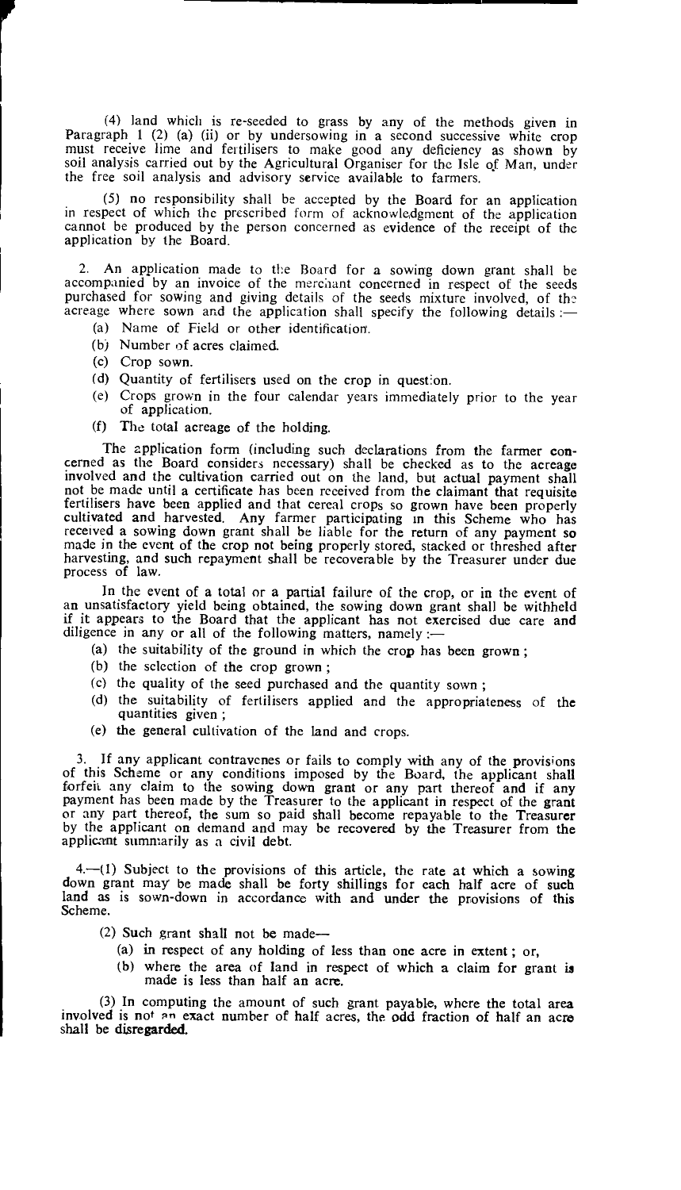(4) land which is re-seeded to grass by any of the methods given in Paragraph 1 (2) (a) (ii) or by undersowing in a second successive white crop must receive lime and fertilisers to make good any deficiency as shown by soil analysis carried out by the Agricultural Organiser for the Isle of Man, under the free soil analysis and advisory service available to farmers.

(5) no responsibility shall be accepted by the Board for an application in respect of which the prescribed form of acknowledgment of the application cannot be produced by the person concerned as evidence of the receipt of the application by the Board.

2. An application made to the Board for a sowing down grant shall be accompanied by an invoice of the merchant concerned in respect of the seeds purchased for sowing and giving details of the seeds mixture involved, of the acreage where sown and the application shall specify the following details :—

- (a) Name of Field or other identification.
- (b) Number of acres claimed.
- (c) Crop sown.
- (d) Quantity of fertilisers used on the crop in question.
- (e) Crops grown in the four calendar years immediately prior to the year of application.
- (f) The total acreage of the holding.

The application form (including such declarations from the farmer concerned as the Board considers necessary) shall be checked as to the acreage involved and the cultivation carried out on the land, but actual payment shall not be made until a certificate has been received from the claimant that requisite fertilisers have been applied and that cereal crops so grown have been properly cultivated and harvested. Any farmer participating in this Scheme who has received a sowing down grant shall be liable for the return of any payment so made in the event of the crop not being properly stored, stacked or threshed after harvesting, and such repayment shall be recoverable by the Treasurer under due process of law.

In the event of a total or a partial failure of the crop, or in the event of an unsatisfactory yield being obtained, the sowing down grant shall be withheld if it appears to the Board that the applicant has not exercised due care and diligence in any or all of the following matters, namely :—

- (a) the suitability of the ground in which the crop has been grown ;
- (b) the selection of the crop grown ;
- (c) the quality of the seed purchased and the quantity sown ;
- (d) the suitability of fertilisers applied and the appropriateness of the quantities given ;
- (e) the general cultivation of the land and crops.

3. If any applicant contravenes or fails to comply with any of the provisions of this Scheme or any conditions imposed by the Board, the applicant shall forfeit any claim to the sowing down grant or any part thereof and if any payment has been made by the Treasurer to the applicant in respect of the grant or any part thereof, the sum so paid shall become repayable to the Treasurer by the applicant on demand and may be recovered by the Treasurer from the applicant summarily as a civil debt.

4.—(1) Subject to the provisions of this article, the rate at which a sowing down grant may be made shall be forty shillings for each half acre of such land as is sown-down in accordance with and under the provisions of this Scheme.

(2) Such grant shall not be made—

- (a) in respect of any holding of less than one acre in extent ; or,
- (b) where the area of land in respect of which a claim for grant is made is less than half an acre.

(3) In computing the amount of such grant payable, where the total area involved is not an exact number of half acres, the odd fraction of half an acre shall be disregarded.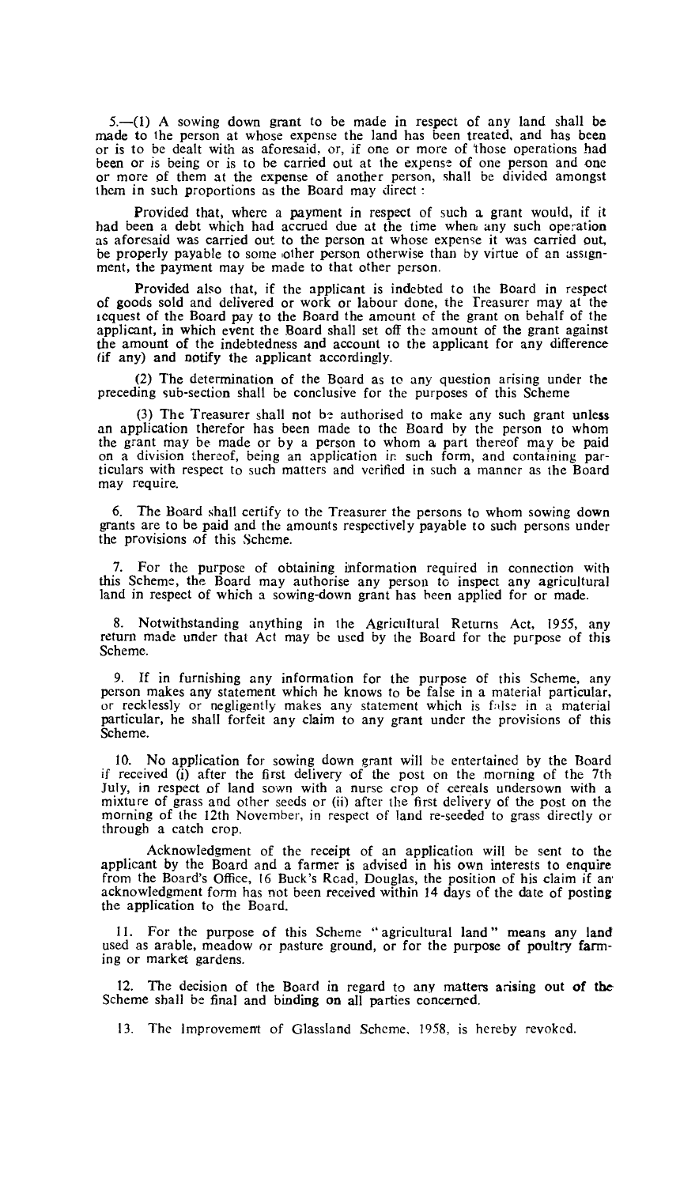5.—(1) A sowing down grant to be made in respect of any land shall be made to the person at whose expense the land has been treated, and has been or is to be dealt with as aforesaid, or, if one or more of those operations had been or is being or is to be carried out at the expense of one person and one or more of them at the expense of another person, shall be divided amongst them in such proportions as the Board may direct :

Provided that, where a payment in respect of such a grant would, if it had been a debt which had accrued due at the time when any such operation as aforesaid was carried out to the person at whose expense it was carried out, be properly payable to some other person otherwise than by virtue of an assignment, the payment may be made to that other person.

Provided also that, if the applicant is indebted to the Board in respect of goods sold and delivered or work or labour done, the Treasurer may at the request of the Board pay to the Board the amount of the grant on behalf of the applicant, in which event the Board shall set off the amount of the grant against the amount of the indebtedness and account to the applicant for any difference (if any) and notify the applicant accordingly.

(2) The determination of the Board as to any question arising under the preceding sub-section shall be conclusive for the purposes of this Scheme

(3) The Treasurer shall not be authorised to make any such grant unless an application therefor has been made to the Board by the person to whom the grant may be made or by a person to whom a part thereof may be paid on a division thereof, being an application in such form, and containing particulars with respect to such matters and verified in such a manner as the Board may require.

6. The Board shall certify to the Treasurer the persons to whom sowing down grants are to be paid and the amounts respectively payable to such persons under the provisions of this Scheme.

7. For the purpose of obtaining information required in connection with this Scheme, the Board may authorise any person to inspect any agricultural land in respect of which a sowing-down grant has been applied for or made.

8. Notwithstanding anything in the Agricultural Returns Act, 1955, any return made under that Act may be used by the Board for the purpose of this Scheme.

9. If in furnishing any information for the purpose of this Scheme, any person makes any statement which he knows to be false in a material particular, or recklessly or negligently makes any statement which is false in a material particular, he shall forfeit any claim to any grant under the provisions of this Scheme.

10. No application for sowing down grant will be entertained by the Board if received (i) after the first delivery of the post on the morning of the 7th July, in respect of land sown with a nurse crop of cereals undersown with a mixture of grass and other seeds or (ii) after the first delivery of the post on the morning of the 12th November, in respect of land re-seeded to grass directly or through a catch crop.

Acknowledgment of the receipt of an application will be sent to the applicant by the Board and a farmer is advised in his own interests to enquire from the Board's Office, 16 Buck's Road, Douglas, the position of his claim if an acknowledgment form has not been received within 14 days of the date of posting the application to the Board.

11. For the purpose of this Scheme "agricultural land" means any land used as arable, meadow or pasture ground, or for the purpose of poultry farming or market gardens.

12. The decision of the Board in regard to any matters arising out of the Scheme shall be final and binding on all parties concerned.

13. The Improvement of Glassland Scheme, 1958, is hereby revoked.